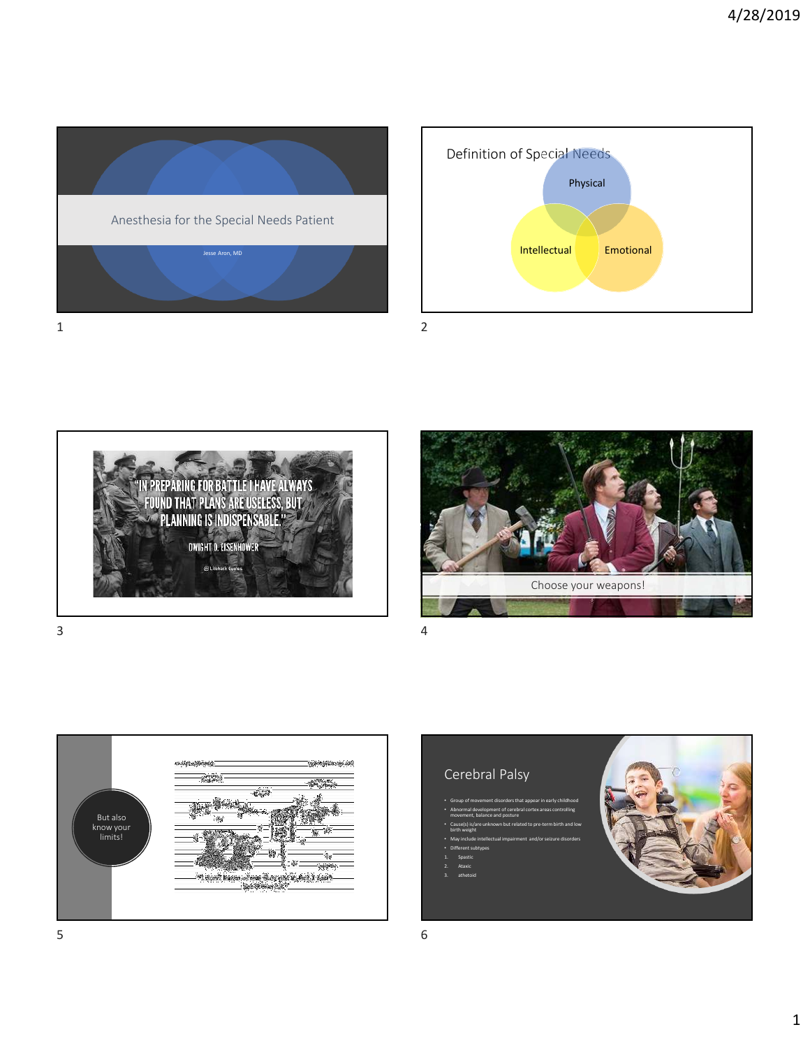# Anesthesia for the Special Needs Patient

Jesse Aron, MD

## Definition of Special Needs

Physical

Intellectual

Emotional

"IN PREPARING FOR BATTLE I HAVE ALWAYS FOUND THAT PLANS ARE USELESS, BUT PLANNING IS INDISPENSABLE."

DWIGHT D. EISENHOWER

Choose your weapons!

But also know your limits!

## Cerebral Palsy

- Group of movement disorders that appear in early childhood
- Abnormal development of cerebral cortex areas controlling movement, balance and posture
- Cause(s) is/are unknown but related to pre-term birth and low birth weight
- May include intellectual impairment and/or seizure disorders
- Different subtypes

1. Spastic
2. Ataxic
3. athetoid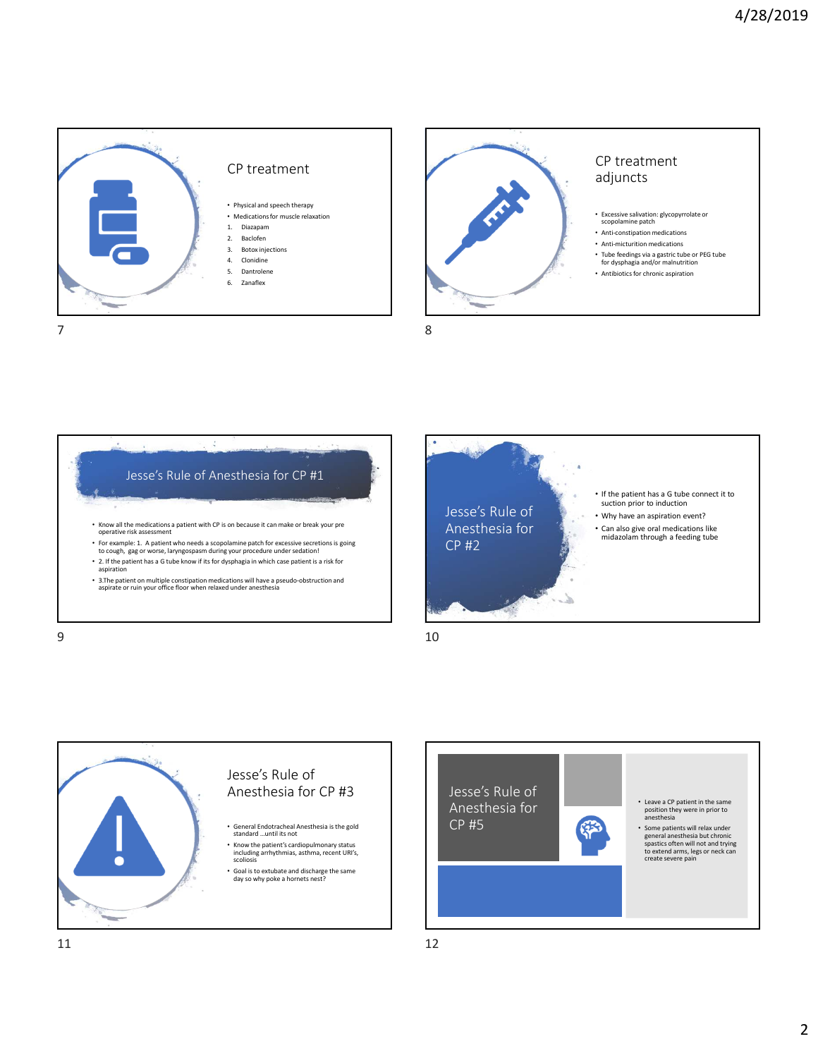## CP treatment

- Physical and speech therapy
- Medications for muscle relaxation

1. Diazapam
2. Baclofen
3. Botox injections
4. Clonidine
5. Dantrolene
6. Zanaflex

## CP treatment adjuncts

- Excessive salivation: glycopyrrolate or scopolamine patch
- Anti-constipation medications
- Anti-micturition medications
- Tube feedings via a gastric tube or PEG tube for dysphagia and/or malnutrition
- Antibiotics for chronic aspiration

## Jesse's Rule of Anesthesia for CP #1

- Know all the medications a patient with CP is on because it can make or break your pre operative risk assessment
- For example: 1. A patient who needs a scopolamine patch for excessive secretions is going to cough, gag or worse, laryngospasm during your procedure under sedation!
- 2. If the patient has a G tube know if its for dysphagia in which case patient is a risk for aspiration
- 3.The patient on multiple constipation medications will have a pseudo-obstruction and aspirate or ruin your office floor when relaxed under anesthesia

## Jesse's Rule of Anesthesia for CP #2

- If the patient has a G tube connect it to suction prior to induction
- Why have an aspiration event?
- Can also give oral medications like midazolam through a feeding tube

## Jesse's Rule of Anesthesia for CP #3

- General Endotracheal Anesthesia is the gold standard …until its not
- Know the patient's cardiopulmonary status including arrhythmias, asthma, recent URI's, scoliosis
- Goal is to extubate and discharge the same day so why poke a hornets nest?

## Jesse's Rule of Anesthesia for CP #5

- Leave a CP patient in the same position they were in prior to anesthesia
- Some patients will relax under general anesthesia but chronic spastics often will not and trying to extend arms, legs or neck can create severe pain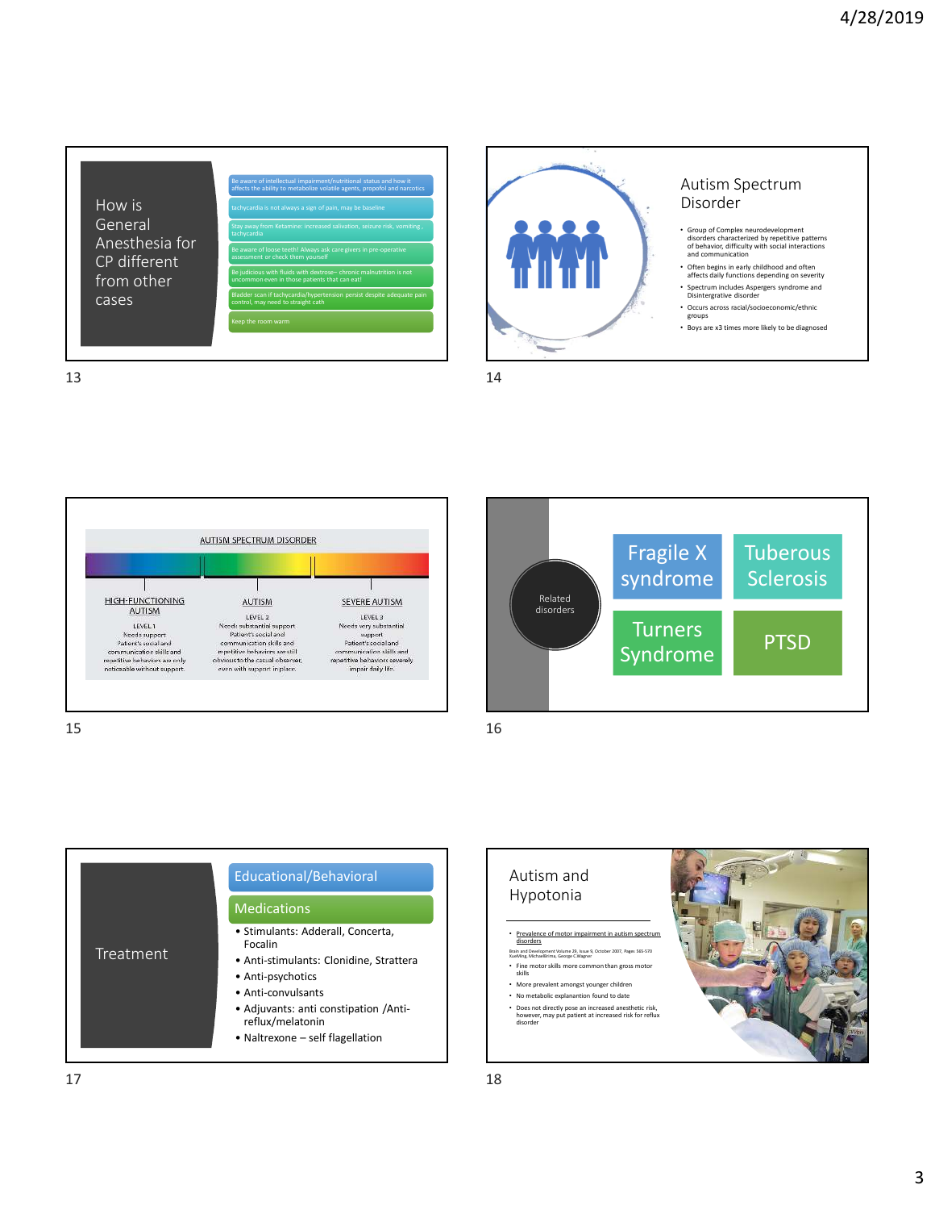## How is General Anesthesia for CP different from other cases

- Be aware of intellectual impairment/nutritional status and how it affects the ability to metabolize volatile agents, propofol and narcotics
- tachycardia is not always a sign of pain, may be baseline
- Stay away from Ketamine: increased salivation, seizure risk, vomiting , tachycardia
- Be aware of loose teeth! Always ask care givers in pre-operative assessment or check them yourself
- Be judicious with fluids with dextrose– chronic malnutrition is not uncommon even in those patients that can eat!
- Bladder scan if tachycardia/hypertension persist despite adequate pain control, may need to straight cath
- Keep the room warm

## Autism Spectrum Disorder

- Group of Complex neurodevelopment disorders characterized by repetitive patterns of behavior, difficulty with social interactions and communication
- Often begins in early childhood and often affects daily functions depending on severity
- Spectrum includes Aspergers syndrome and Disintergrative disorder
- Occurs across racial/socioeconomic/ethnic groups
- Boys are x3 times more likely to be diagnosed

## AUTISM SPECTRUM DISORDER

| HIGH-FUNCTIONING AUTISM | AUTISM | SEVERE AUTISM |
|---|---|---|
| LEVEL 1<br>Needs support<br>Patient's social and communication skills and repetitive behaviors are only noticeable without support. | LEVEL 2<br>Needs substantial support<br>Patient's social and communication skills and repetitive behaviors are still obvious to the casual observer, even with support in place. | LEVEL 3<br>Needs very substantial support<br>Patient's social and communication skills and repetitive behaviors severely impair daily life. |

## Related disorders

- Fragile X syndrome
- Tuberous Sclerosis
- Turners Syndrome
- PTSD

## Treatment

### Educational/Behavioral

### Medications

- Stimulants: Adderall, Concerta, Focalin
- Anti-stimulants: Clonidine, Strattera
- Anti-psychotics
- Anti-convulsants
- Adjuvants: anti constipation /Anti-reflux/melatonin
- Naltrexone – self flagellation

## Autism and Hypotonia

- Prevalence of motor impairment in autism spectrum disorders

Brain and Development Volume 29, Issue 9, October 2007, Pages 565-570
XueMing, MichaelBrima, George C Wagner

- Fine motor skills more common than gross motor skills
- More prevalent amongst younger children
- No metabolic explanantion found to date
- Does not directly pose an increased anesthetic risk, however, may put patient at increased risk for reflux disorder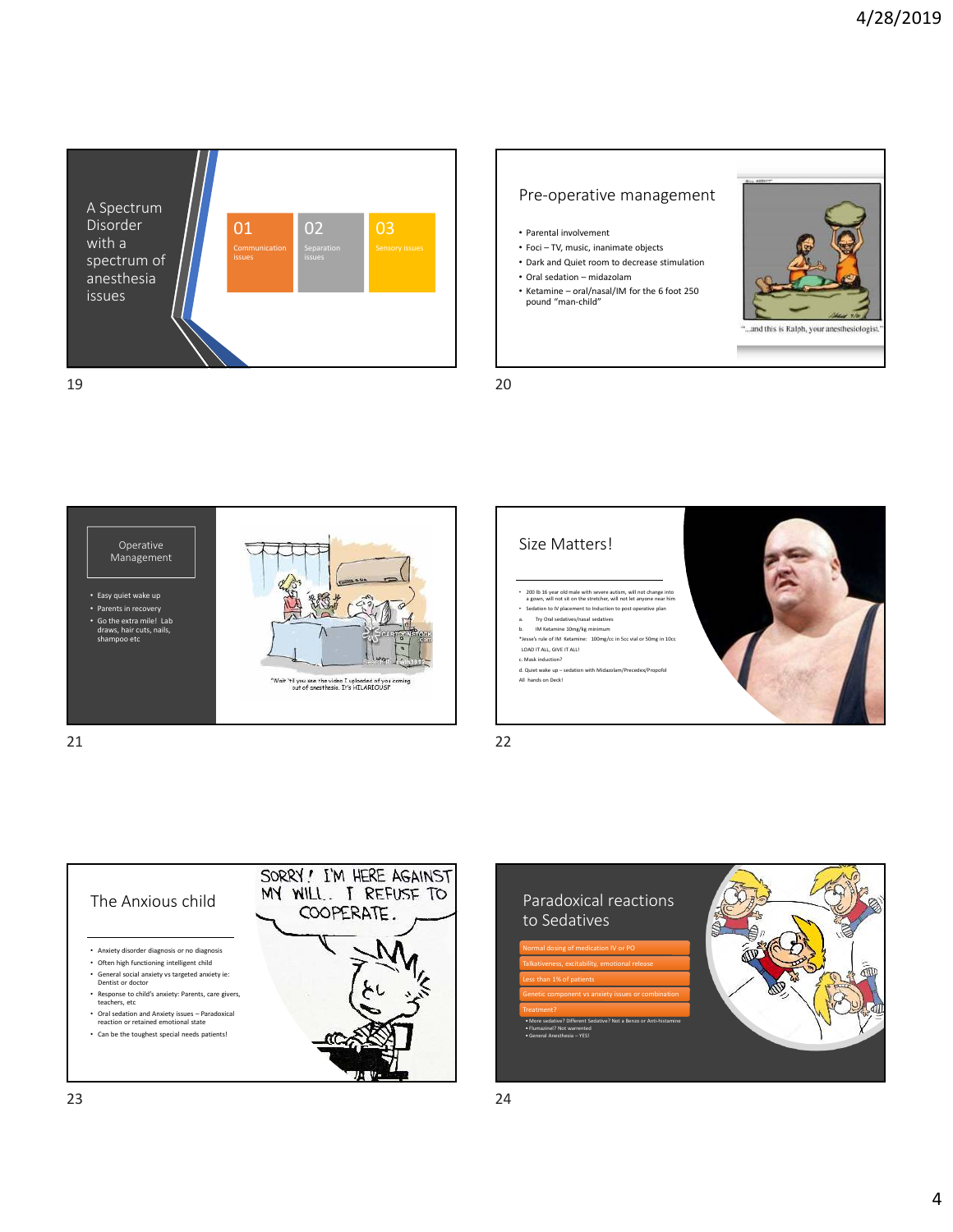## A Spectrum Disorder with a spectrum of anesthesia issues

- 01 Communication issues
- 02 Separation issues
- 03 Sensory issues

## Pre-operative management

- Parental involvement
- Foci – TV, music, inanimate objects
- Dark and Quiet room to decrease stimulation
- Oral sedation – midazolam
- Ketamine – oral/nasal/IM for the 6 foot 250 pound "man-child"

"…and this is Ralph, your anesthesiologist."

## Operative Management

- Easy quiet wake up
- Parents in recovery
- Go the extra mile! Lab draws, hair cuts, nails, shampoo etc

"Wait 'til you see the video I uploaded of you coming out of anesthesia. It's HILARIOUS!"

## Size Matters!

- 200 lb 16 year old male with severe autism, will not change into a gown, will not sit on the stretcher, will not let anyone near him
- Sedation to IV placement to Induction to post operative plan

a. Try Oral sedatives/nasal sedatives

b. IM Ketamine 10mg/kg minimum

*Jesse's rule of IM Ketamine: 100mg/cc in 5cc vial or 50mg in 10cc

LOAD IT ALL, GIVE IT ALL!

c. Mask induction?

d. Quiet wake up – sedation with Midazolam/Precedex/Propofol

All hands on Deck!

## The Anxious child

- Anxiety disorder diagnosis or no diagnosis
- Often high functioning intelligent child
- General social anxiety vs targeted anxiety ie: Dentist or doctor
- Response to child's anxiety: Parents, care givers, teachers, etc
- Oral sedation and Anxiety issues – Paradoxical reaction or retained emotional state
- Can be the toughest special needs patients!

SORRY! I'M HERE AGAINST MY WILL.. I REFUSE TO COOPERATE.

## Paradoxical reactions to Sedatives

- Normal dosing of medication IV or PO
- Talkativeness, excitability, emotional release
- Less than 1% of patients
- Genetic component vs anxiety issues or combination
- Treatment?
  - More sedative? Different Sedative? Not a Benzo or Anti-histamine
  - Flumazinel? Not warrented
  - General Anesthesia – YES!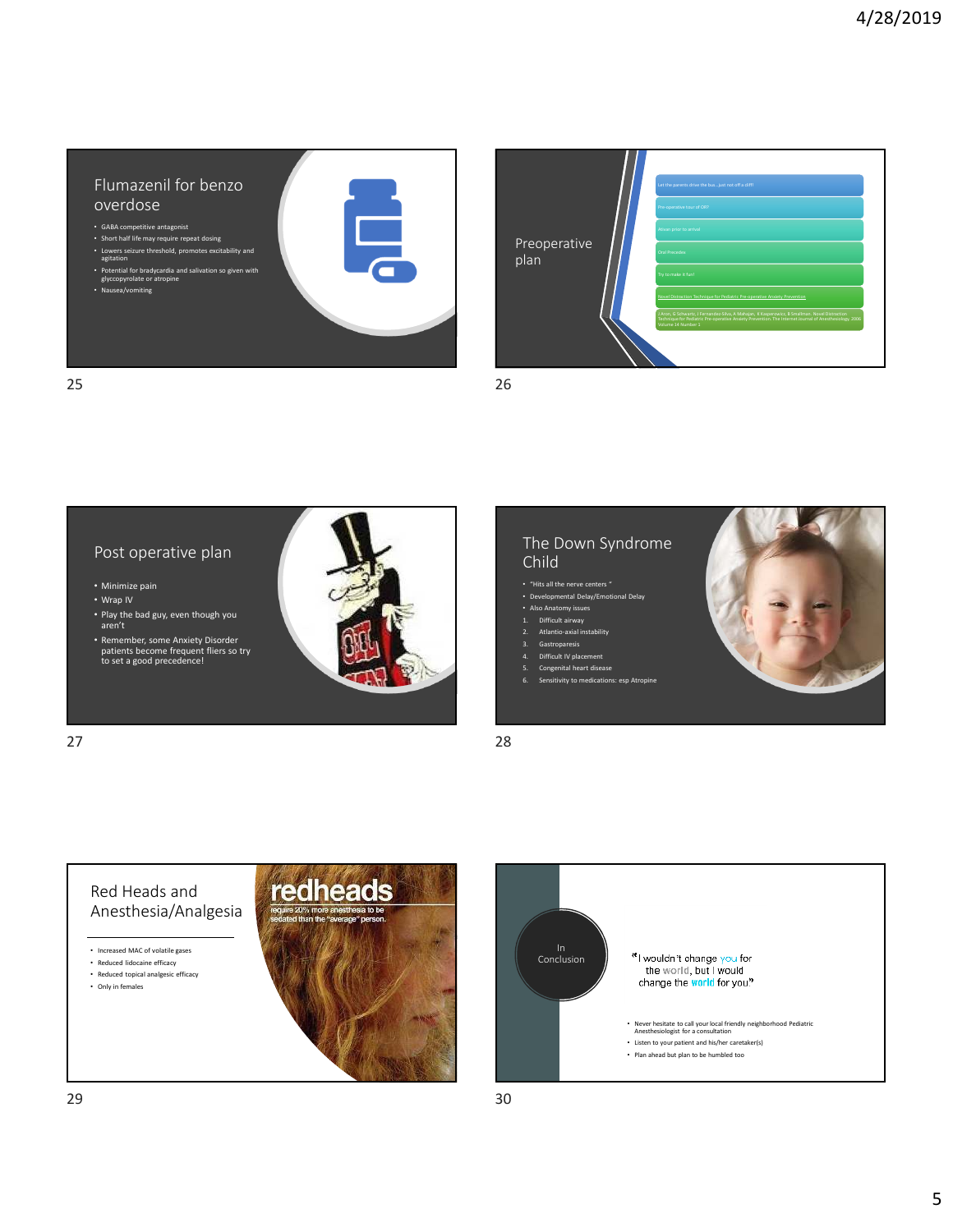## Flumazenil for benzo overdose

- GABA competitive antagonist
- Short half life may require repeat dosing
- Lowers seizure threshold, promotes excitability and agitation
- Potential for bradycardia and salivation so given with glyccopyrolate or atropine
- Nausea/vomiting

## Preoperative plan

- Let the parents drive the bus....just not off a cliff!
- Pre-operative tour of OR?
- Ativan prior to arrival
- Oral Precedex
- Try to make it fun!
- Novel Distraction Technique for Pediatric Pre-operative Anxiety Prevention
- J Aron, G Schwartz, I Fernandes-Silva, A Mahajan, V Kasperowicz, B Smallman. Novel Distraction Technique for Pediatric Pre-operative Anxiety Prevention. The Internet Journal of Anesthesiology. 2006 Volume 14 Number 1

## Post operative plan

- Minimize pain
- Wrap IV
- Play the bad guy, even though you aren't
- Remember, some Anxiety Disorder patients become frequent fliers so try to set a good precedence!

## The Down Syndrome Child

- "Hits all the nerve centers "
- Developmental Delay/Emotional Delay
- Also Anatomy issues

1. Difficult airway
2. Atlantio-axial instability
3. Gastroparesis
4. Difficult IV placement
5. Congenital heart disease
6. Sensitivity to medications: esp Atropine

## Red Heads and Anesthesia/Analgesia

redheads
require 20% more anesthesia to be sedated than the "average" person.

- Increased MAC of volatile gases
- Reduced lidocaine efficacy
- Reduced topical analgesic efficacy
- Only in females

## In Conclusion

"I wouldn't change you for the world, but I would change the world for you"

- Never hesitate to call your local friendly neighborhood Pediatric Anesthesiologist for a consultation
- Listen to your patient and his/her caretaker(s)
- Plan ahead but plan to be humbled too